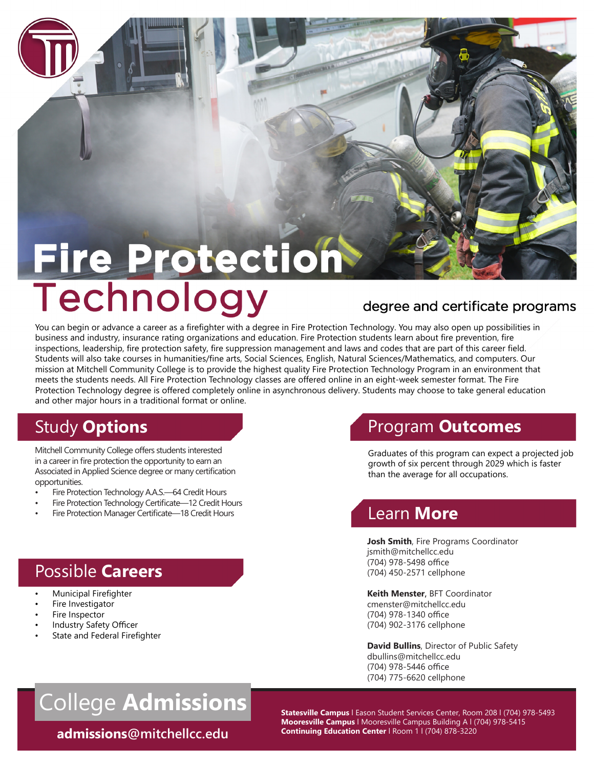# Fire Protection Technology

degree and certificate programs

You can begin or advance a career as a firefighter with a degree in Fire Protection Technology. You may also open up possibilities in business and industry, insurance rating organizations and education. Fire Protection students learn about fire prevention, fire inspections, leadership, fire protection safety, fire suppression management and laws and codes that are part of this career field. Students will also take courses in humanities/fine arts, Social Sciences, English, Natural Sciences/Mathematics, and computers. Our mission at Mitchell Community College is to provide the highest quality Fire Protection Technology Program in an environment that meets the students needs. All Fire Protection Technology classes are offered online in an eight-week semester format. The Fire Protection Technology degree is offered completely online in asynchronous delivery. Students may choose to take general education and other major hours in a traditional format or online.

## Study **Options**

Mitchell Community College offers students interested in a career in fire protection the opportunity to earn an Associated in Applied Science degree or many certification opportunities.

- Fire Protection Technology A.A.S.—64 Credit Hours
- Fire Protection Technology Certificate—12 Credit Hours
- Fire Protection Manager Certificate—18 Credit Hours

## Possible **Careers**

- Municipal Firefighter
- Fire Investigator
- Fire Inspector
- Industry Safety Officer
- State and Federal Firefighter

## Program **Outcomes**

Graduates of this program can expect a projected job growth of six percent through 2029 which is faster than the average for all occupations.

## Learn **More**

**Josh Smith**, Fire Programs Coordinator
jsmith@mitchellcc.edu
(704) 978-5498 office
(704) 450-2571 cellphone

**Keith Menster,** BFT Coordinator
cmenster@mitchellcc.edu
(704) 978-1340 office
(704) 902-3176 cellphone

**David Bullins**, Director of Public Safety
dbullins@mitchellcc.edu
(704) 978-5446 office
(704) 775-6620 cellphone

## College **Admissions**

**admissions**@mitchellcc.edu

**Statesville Campus** | Eason Student Services Center, Room 208 | (704) 978-5493
**Mooresville Campus** | Mooresville Campus Building A | (704) 978-5415
**Continuing Education Center** | Room 1 | (704) 878-3220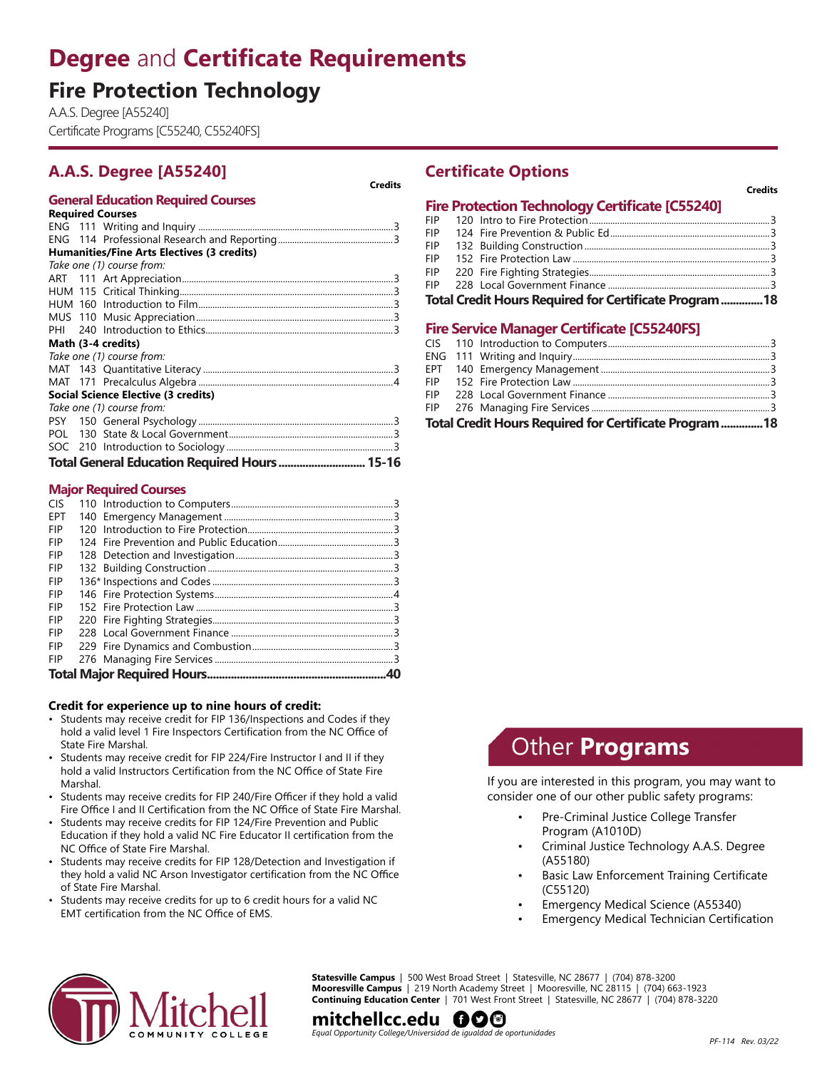# **Degree** and **Certificate Requirements**

## Fire Protection Technology

A.A.S. Degree [A55240]

Certificate Programs [C55240, C55240FS]

## A.A.S. Degree [A55240]

### General Education Required Courses

| | | | Credits |
|---|---|---|---|
| **Required Courses** | | | |
| ENG | 111 | Writing and Inquiry | 3 |
| ENG | 114 | Professional Research and Reporting | 3 |
| **Humanities/Fine Arts Electives (3 credits)** | | | |
| *Take one (1) course from:* | | | |
| ART | 111 | Art Appreciation | 3 |
| HUM | 115 | Critical Thinking | 3 |
| HUM | 160 | Introduction to Film | 3 |
| MUS | 110 | Music Appreciation | 3 |
| PHI | 240 | Introduction to Ethics | 3 |
| **Math (3-4 credits)** | | | |
| *Take one (1) course from:* | | | |
| MAT | 143 | Quantitative Literacy | 3 |
| MAT | 171 | Precalculus Algebra | 4 |
| **Social Science Elective (3 credits)** | | | |
| *Take one (1) course from:* | | | |
| PSY | 150 | General Psychology | 3 |
| POL | 130 | State & Local Government | 3 |
| SOC | 210 | Introduction to Sociology | 3 |
| **Total General Education Required Hours** | | | **15-16** |

### Major Required Courses

| | | | |
|---|---|---|---|
| CIS | 110 | Introduction to Computers | 3 |
| EPT | 140 | Emergency Management | 3 |
| FIP | 120 | Introduction to Fire Protection | 3 |
| FIP | 124 | Fire Prevention and Public Education | 3 |
| FIP | 128 | Detection and Investigation | 3 |
| FIP | 132 | Building Construction | 3 |
| FIP | 136* | Inspections and Codes | 3 |
| FIP | 146 | Fire Protection Systems | 4 |
| FIP | 152 | Fire Protection Law | 3 |
| FIP | 220 | Fire Fighting Strategies | 3 |
| FIP | 228 | Local Government Finance | 3 |
| FIP | 229 | Fire Dynamics and Combustion | 3 |
| FIP | 276 | Managing Fire Services | 3 |
| **Total Major Required Hours** | | | **40** |

**Credit for experience up to nine hours of credit:**

- Students may receive credit for FIP 136/Inspections and Codes if they hold a valid level 1 Fire Inspectors Certification from the NC Office of State Fire Marshal.
- Students may receive credit for FIP 224/Fire Instructor I and II if they hold a valid Instructors Certification from the NC Office of State Fire Marshal.
- Students may receive credits for FIP 240/Fire Officer if they hold a valid Fire Office I and II Certification from the NC Office of State Fire Marshal.
- Students may receive credits for FIP 124/Fire Prevention and Public Education if they hold a valid NC Fire Educator II certification from the NC Office of State Fire Marshal.
- Students may receive credits for FIP 128/Detection and Investigation if they hold a valid NC Arson Investigator certification from the NC Office of State Fire Marshal.
- Students may receive credits for up to 6 credit hours for a valid NC EMT certification from the NC Office of EMS.

## Certificate Options

### Fire Protection Technology Certificate [C55240]

| | | | Credits |
|---|---|---|---|
| FIP | 120 | Intro to Fire Protection | 3 |
| FIP | 124 | Fire Prevention & Public Ed | 3 |
| FIP | 132 | Building Construction | 3 |
| FIP | 152 | Fire Protection Law | 3 |
| FIP | 220 | Fire Fighting Strategies | 3 |
| FIP | 228 | Local Government Finance | 3 |
| **Total Credit Hours Required for Certificate Program** | | | **18** |

### Fire Service Manager Certificate [C55240FS]

| | | | |
|---|---|---|---|
| CIS | 110 | Introduction to Computers | 3 |
| ENG | 111 | Writing and Inquiry | 3 |
| EPT | 140 | Emergency Management | 3 |
| FIP | 152 | Fire Protection Law | 3 |
| FIP | 228 | Local Government Finance | 3 |
| FIP | 276 | Managing Fire Services | 3 |
| **Total Credit Hours Required for Certificate Program** | | | **18** |

## Other **Programs**

If you are interested in this program, you may want to consider one of our other public safety programs:

- Pre-Criminal Justice College Transfer Program (A1010D)
- Criminal Justice Technology A.A.S. Degree (A55180)
- Basic Law Enforcement Training Certificate (C55120)
- Emergency Medical Science (A55340)
- Emergency Medical Technician Certification

Mitchell COMMUNITY COLLEGE

**Statesville Campus** | 500 West Broad Street | Statesville, NC 28677 | (704) 878-3200
**Mooresville Campus** | 219 North Academy Street | Mooresville, NC 28115 | (704) 663-1923
**Continuing Education Center** | 701 West Front Street | Statesville, NC 28677 | (704) 878-3220

**mitchellcc.edu**

*Equal Opportunity College/Universidad de igualdad de oportunidades*

PF-114 Rev. 03/22